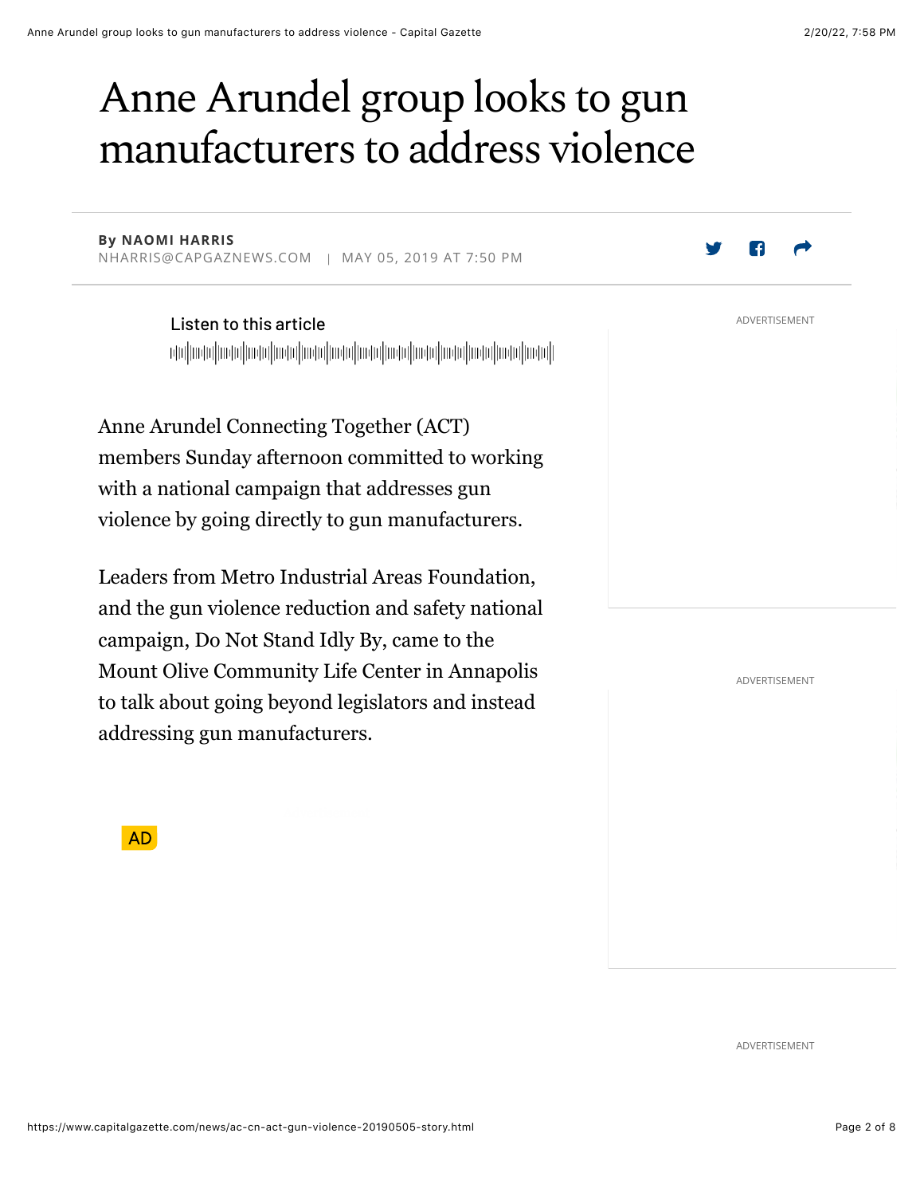# Anne Arundel group looks to gun manufacturers to address violence

By **NAOMI HARRIS**
NHARRIS@CAPGAZNEWS.COM | MAY 05, 2019 AT 7:50 PM

Anne Arundel Connecting Together (ACT) members Sunday afternoon committed to working with a national campaign that addresses gun violence by going directly to gun manufacturers.

Leaders from Metro Industrial Areas Foundation, and the gun violence reduction and safety national campaign, Do Not Stand Idly By, came to the Mount Olive Community Life Center in Annapolis to talk about going beyond legislators and instead addressing gun manufacturers.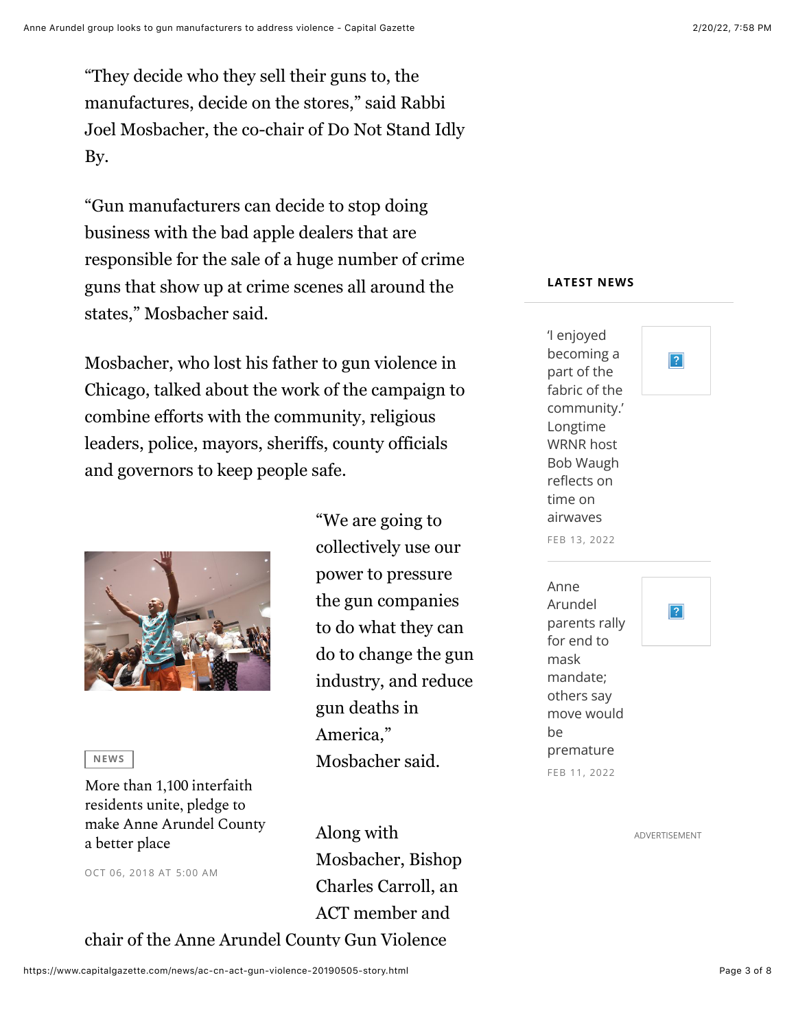“They decide who they sell their guns to, the manufactures, decide on the stores,” said Rabbi Joel Mosbacher, the co-chair of Do Not Stand Idly By.

“Gun manufacturers can decide to stop doing business with the bad apple dealers that are responsible for the sale of a huge number of crime guns that show up at crime scenes all around the states,” Mosbacher said.

Mosbacher, who lost his father to gun violence in Chicago, talked about the work of the campaign to combine efforts with the community, religious leaders, police, mayors, sheriffs, county officials and governors to keep people safe.

NEWS

More than 1,100 interfaith residents unite, pledge to make Anne Arundel County a better place

OCT 06, 2018 AT 5:00 AM

“We are going to collectively use our power to pressure the gun companies to do what they can do to change the gun industry, and reduce gun deaths in America,” Mosbacher said.

Along with Mosbacher, Bishop Charles Carroll, an ACT member and chair of the Anne Arundel County Gun Violence

LATEST NEWS

‘I enjoyed becoming a part of the fabric of the community.’ Longtime WRNR host Bob Waugh reflects on time on airwaves

FEB 13, 2022

Anne Arundel parents rally for end to mask mandate; others say move would be premature

FEB 11, 2022

ADVERTISEMENT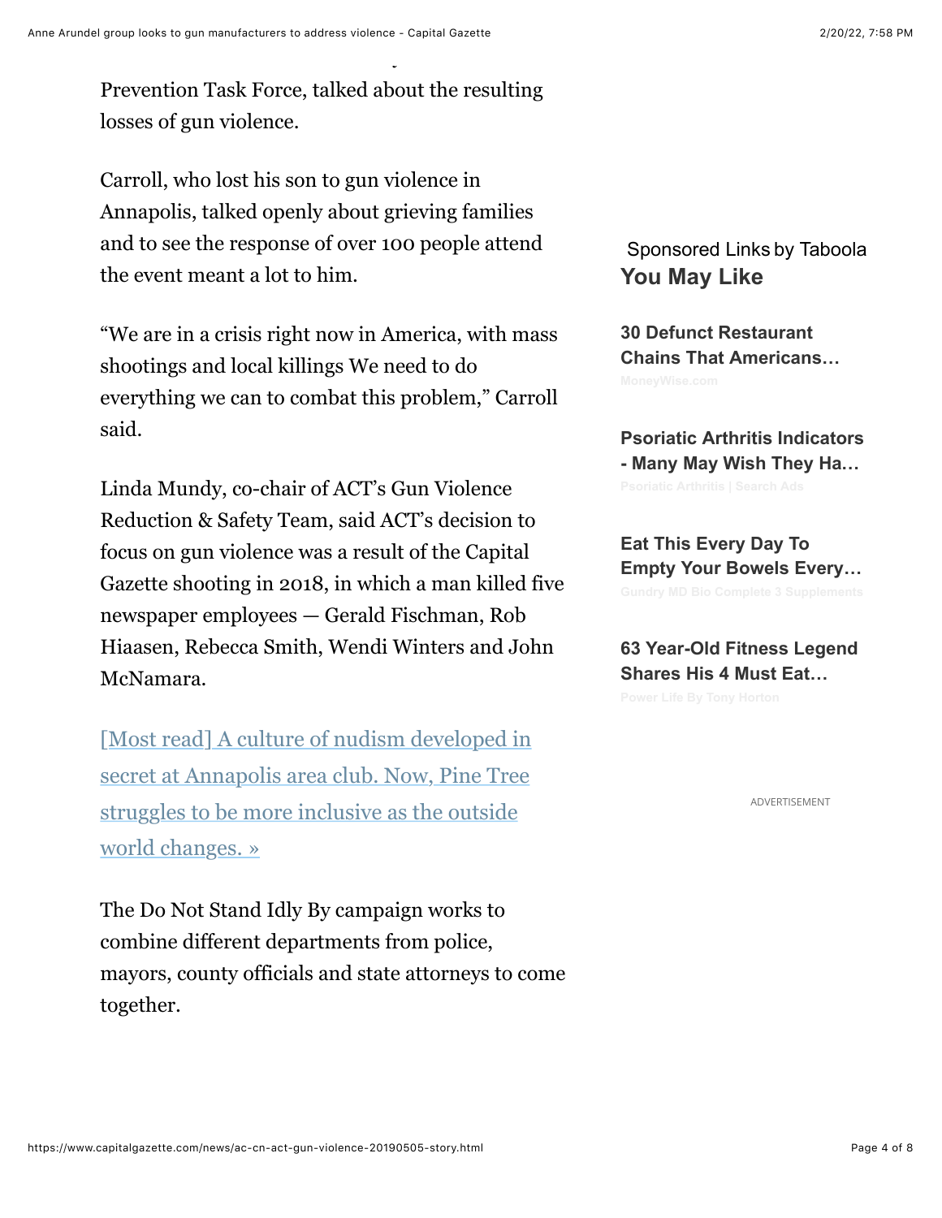Prevention Task Force, talked about the resulting losses of gun violence.

Carroll, who lost his son to gun violence in Annapolis, talked openly about grieving families and to see the response of over 100 people attend the event meant a lot to him.

"We are in a crisis right now in America, with mass shootings and local killings We need to do everything we can to combat this problem," Carroll said.

Linda Mundy, co-chair of ACT's Gun Violence Reduction & Safety Team, said ACT's decision to focus on gun violence was a result of the Capital Gazette shooting in 2018, in which a man killed five newspaper employees — Gerald Fischman, Rob Hiaasen, Rebecca Smith, Wendi Winters and John McNamara.

[Most read] A culture of nudism developed in secret at Annapolis area club. Now, Pine Tree struggles to be more inclusive as the outside world changes. »

The Do Not Stand Idly By campaign works to combine different departments from police, mayors, county officials and state attorneys to come together.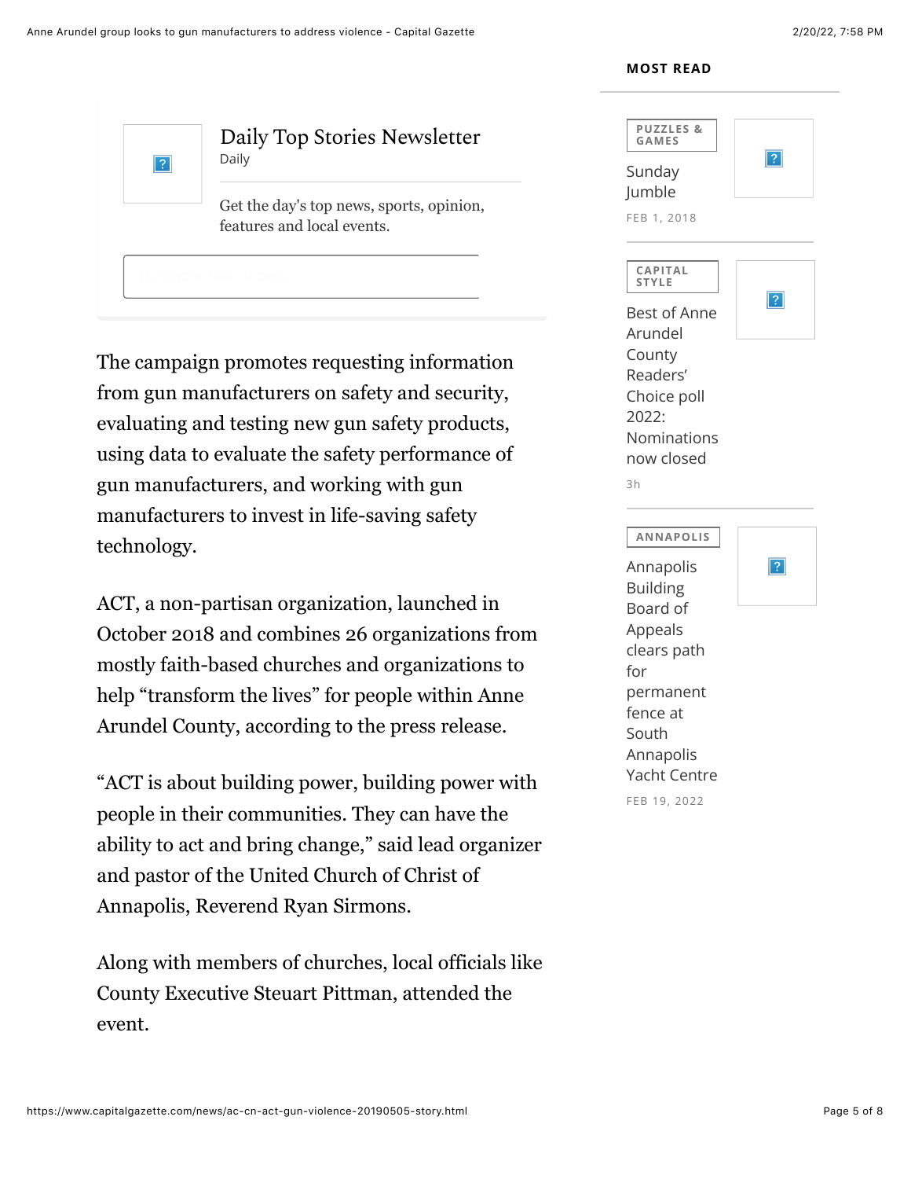The campaign promotes requesting information from gun manufacturers on safety and security, evaluating and testing new gun safety products, using data to evaluate the safety performance of gun manufacturers, and working with gun manufacturers to invest in life-saving safety technology.

ACT, a non-partisan organization, launched in October 2018 and combines 26 organizations from mostly faith-based churches and organizations to help “transform the lives” for people within Anne Arundel County, according to the press release.

“ACT is about building power, building power with people in their communities. They can have the ability to act and bring change,” said lead organizer and pastor of the United Church of Christ of Annapolis, Reverend Ryan Sirmons.

Along with members of churches, local officials like County Executive Steuart Pittman, attended the event.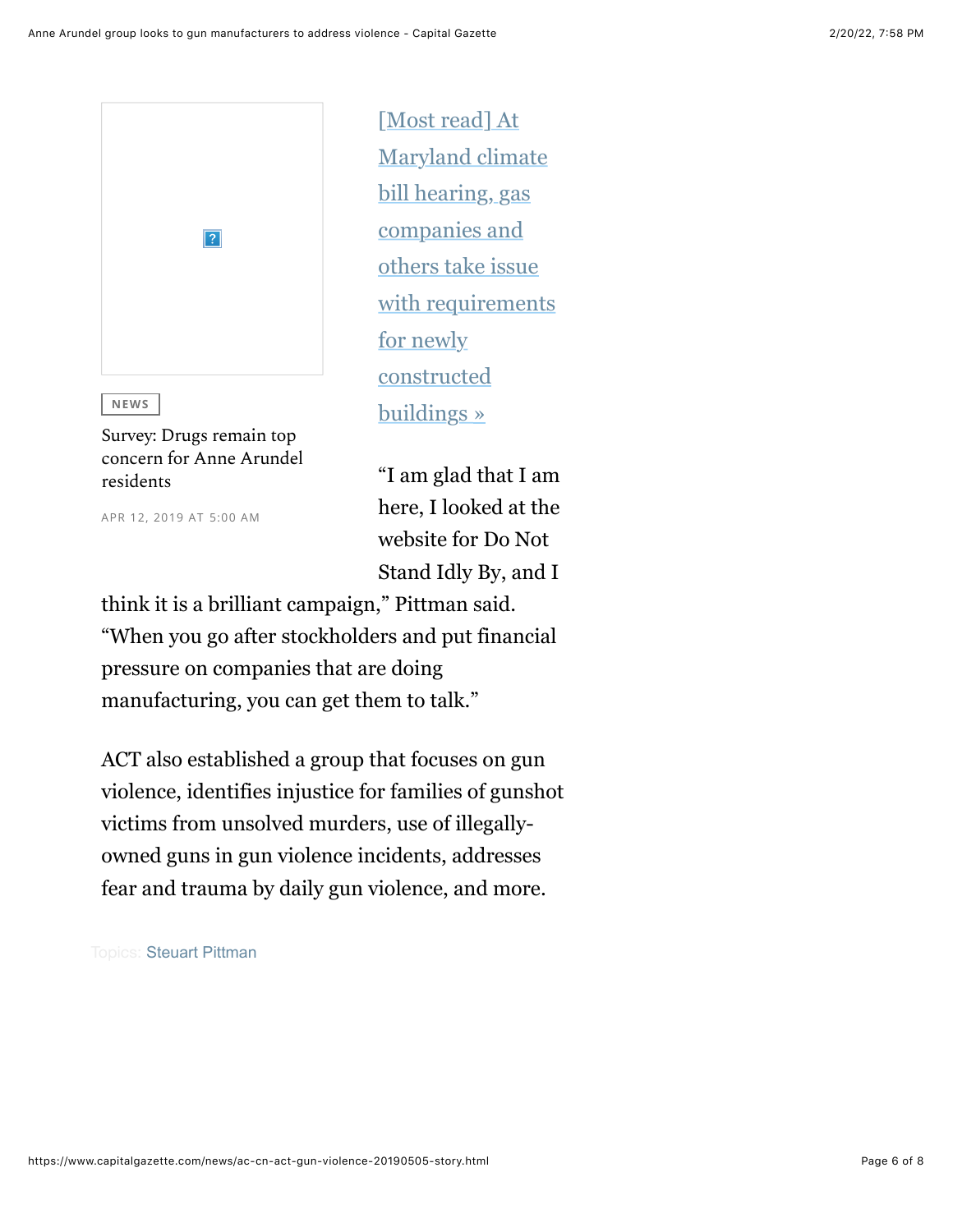NEWS

Survey: Drugs remain top concern for Anne Arundel residents

APR 12, 2019 AT 5:00 AM

[Most read] At Maryland climate bill hearing, gas companies and others take issue with requirements for newly constructed buildings »

"I am glad that I am here, I looked at the website for Do Not Stand Idly By, and I think it is a brilliant campaign," Pittman said. "When you go after stockholders and put financial pressure on companies that are doing manufacturing, you can get them to talk."

ACT also established a group that focuses on gun violence, identifies injustice for families of gunshot victims from unsolved murders, use of illegally-owned guns in gun violence incidents, addresses fear and trauma by daily gun violence, and more.

Topics: Steuart Pittman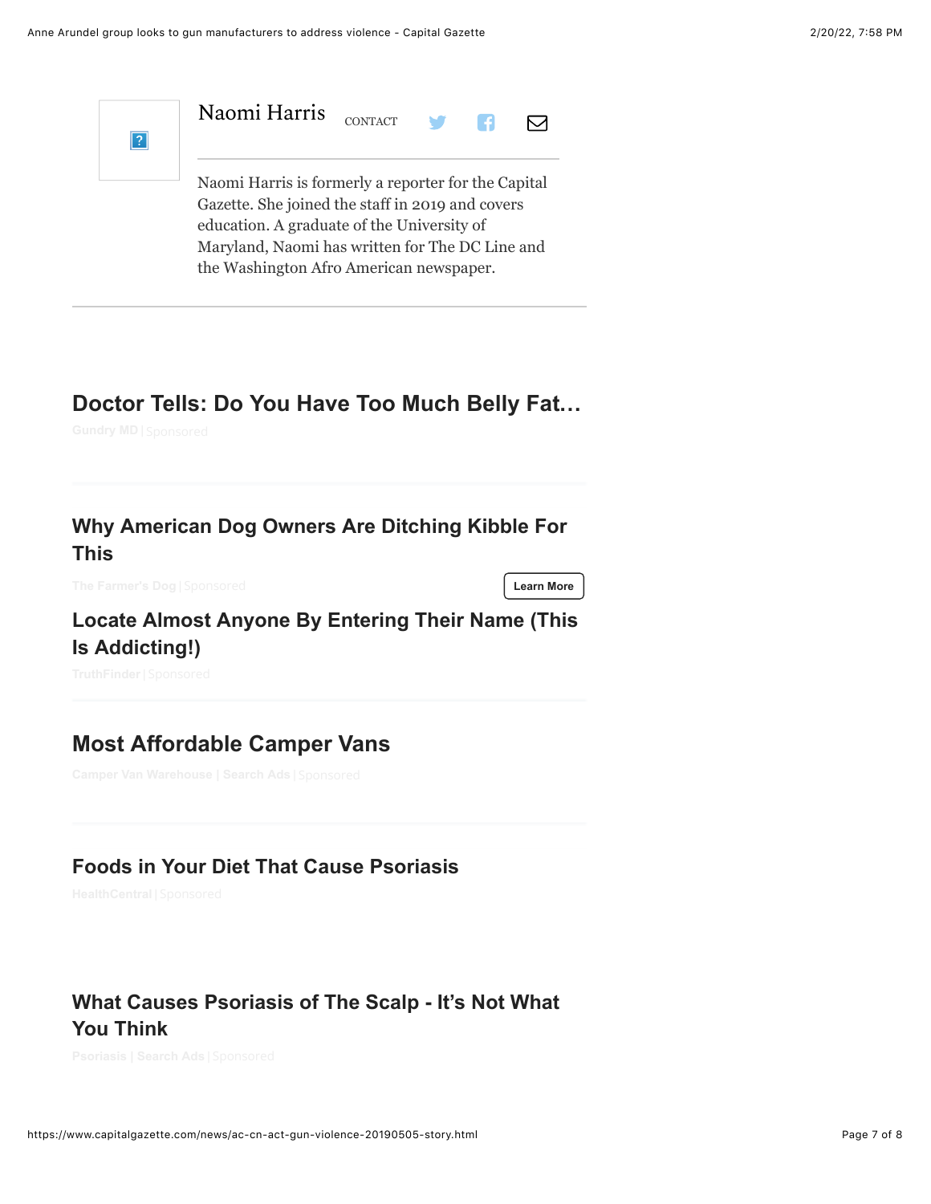Naomi Harris CONTACT

Naomi Harris is formerly a reporter for the Capital Gazette. She joined the staff in 2019 and covers education. A graduate of the University of Maryland, Naomi has written for The DC Line and the Washington Afro American newspaper.

## Doctor Tells: Do You Have Too Much Belly Fat…

Gundry MD | Sponsored

## Why American Dog Owners Are Ditching Kibble For This

The Farmer's Dog | Sponsored

Learn More

## Locate Almost Anyone By Entering Their Name (This Is Addicting!)

TruthFinder | Sponsored

## Most Affordable Camper Vans

Camper Van Warehouse | Search Ads | Sponsored

## Foods in Your Diet That Cause Psoriasis

HealthCentral | Sponsored

## What Causes Psoriasis of The Scalp - It's Not What You Think

Psoriasis | Search Ads | Sponsored